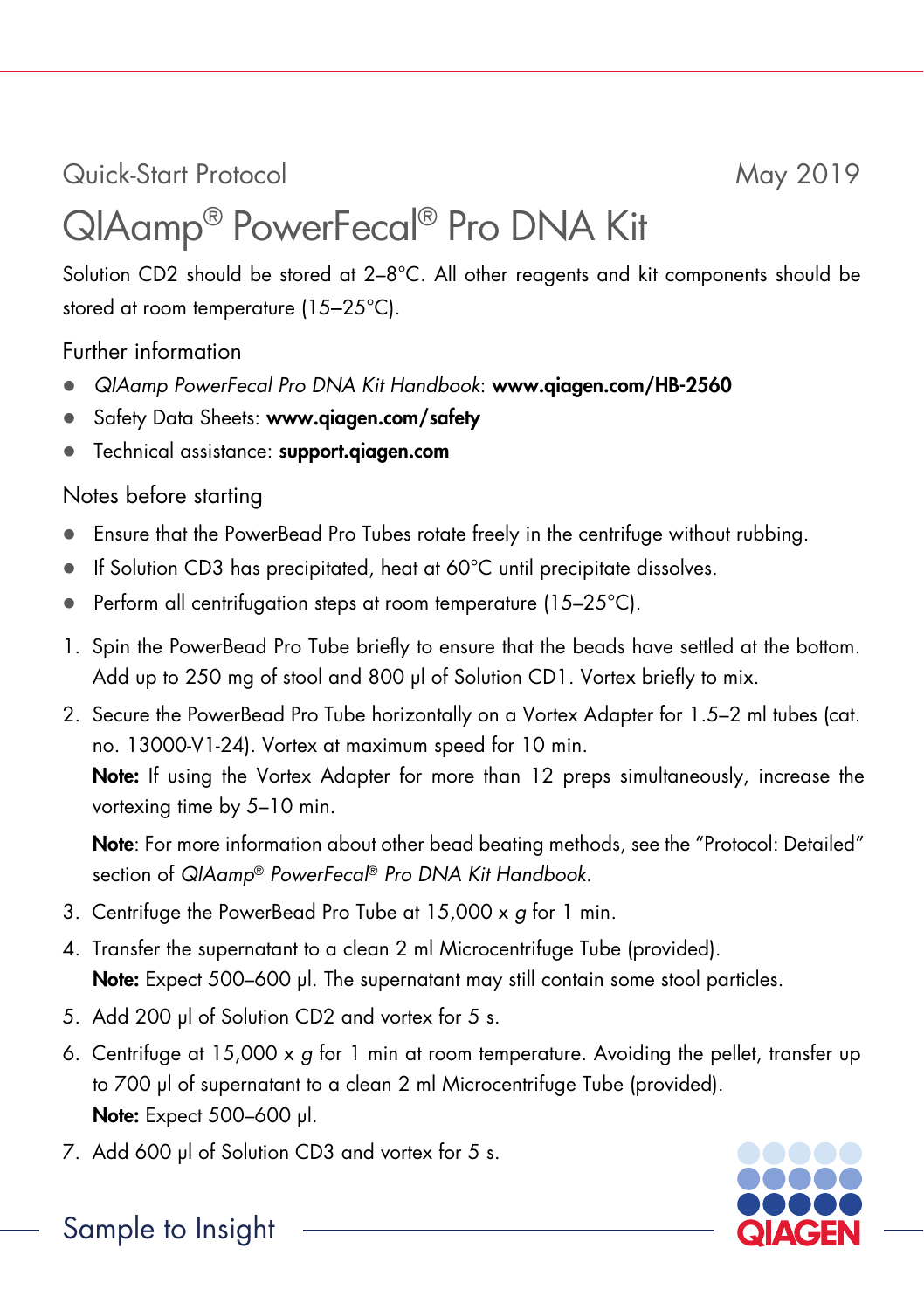Quick-Start Protocol May 2019

# QIAamp® PowerFecal® Pro DNA Kit

Solution CD2 should be stored at 2–8°C. All other reagents and kit components should be stored at room temperature (15–25°C).

## Further information

- *QIAamp PowerFecal Pro DNA Kit Handbook*: **www.qiagen.com/HB-2560**
- Safety Data Sheets: **www.qiagen.com/safety**
- Technical assistance: **support.qiagen.com**

## Notes before starting

- Ensure that the PowerBead Pro Tubes rotate freely in the centrifuge without rubbing.
- If Solution CD3 has precipitated, heat at 60°C until precipitate dissolves.
- Perform all centrifugation steps at room temperature (15–25°C).

1. Spin the PowerBead Pro Tube briefly to ensure that the beads have settled at the bottom. Add up to 250 mg of stool and 800 µl of Solution CD1. Vortex briefly to mix.
2. Secure the PowerBead Pro Tube horizontally on a Vortex Adapter for 1.5–2 ml tubes (cat. no. 13000-V1-24). Vortex at maximum speed for 10 min.
   **Note:** If using the Vortex Adapter for more than 12 preps simultaneously, increase the vortexing time by 5–10 min.

   **Note**: For more information about other bead beating methods, see the "Protocol: Detailed" section of *QIAamp® PowerFecal® Pro DNA Kit Handbook*.
3. Centrifuge the PowerBead Pro Tube at 15,000 x *g* for 1 min.
4. Transfer the supernatant to a clean 2 ml Microcentrifuge Tube (provided).
   **Note:** Expect 500–600 µl. The supernatant may still contain some stool particles.
5. Add 200 µl of Solution CD2 and vortex for 5 s.
6. Centrifuge at 15,000 x *g* for 1 min at room temperature. Avoiding the pellet, transfer up to 700 µl of supernatant to a clean 2 ml Microcentrifuge Tube (provided).
   **Note:** Expect 500–600 µl.
7. Add 600 µl of Solution CD3 and vortex for 5 s.

Sample to Insight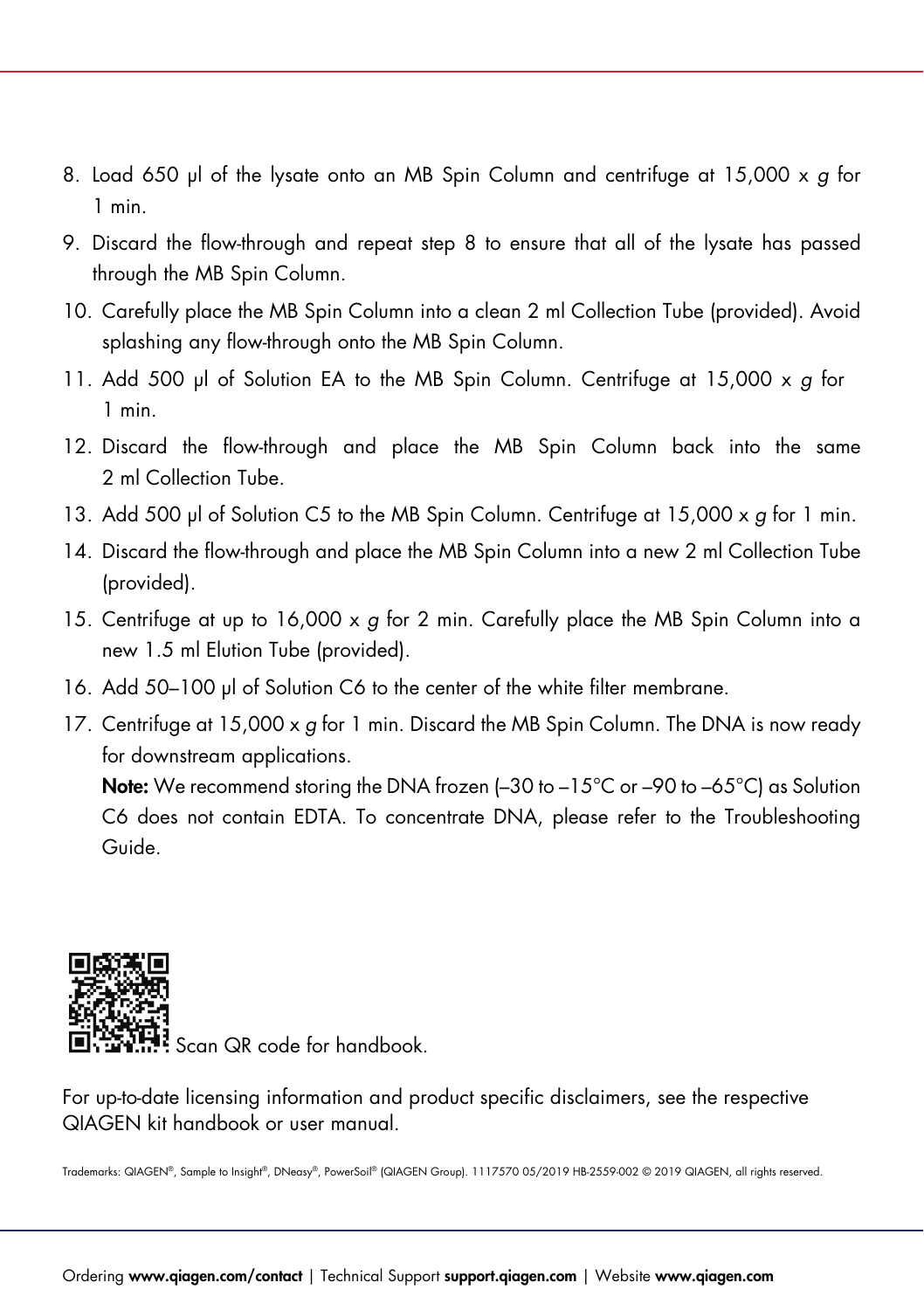8. Load 650 µl of the lysate onto an MB Spin Column and centrifuge at 15,000 x *g* for 1 min.
9. Discard the flow-through and repeat step 8 to ensure that all of the lysate has passed through the MB Spin Column.
10. Carefully place the MB Spin Column into a clean 2 ml Collection Tube (provided). Avoid splashing any flow-through onto the MB Spin Column.
11. Add 500 µl of Solution EA to the MB Spin Column. Centrifuge at 15,000 x *g* for 1 min.
12. Discard the flow-through and place the MB Spin Column back into the same 2 ml Collection Tube.
13. Add 500 µl of Solution C5 to the MB Spin Column. Centrifuge at 15,000 x *g* for 1 min.
14. Discard the flow-through and place the MB Spin Column into a new 2 ml Collection Tube (provided).
15. Centrifuge at up to 16,000 x *g* for 2 min. Carefully place the MB Spin Column into a new 1.5 ml Elution Tube (provided).
16. Add 50–100 µl of Solution C6 to the center of the white filter membrane.
17. Centrifuge at 15,000 x *g* for 1 min. Discard the MB Spin Column. The DNA is now ready for downstream applications.

    **Note:** We recommend storing the DNA frozen (–30 to –15°C or –90 to –65°C) as Solution C6 does not contain EDTA. To concentrate DNA, please refer to the Troubleshooting Guide.

Scan QR code for handbook.

For up-to-date licensing information and product specific disclaimers, see the respective QIAGEN kit handbook or user manual.

Trademarks: QIAGEN®, Sample to Insight®, DNeasy®, PowerSoil® (QIAGEN Group). 1117570 05/2019 HB-2559-002 © 2019 QIAGEN, all rights reserved.

Ordering **www.qiagen.com/contact** | Technical Support **support.qiagen.com** | Website **www.qiagen.com**